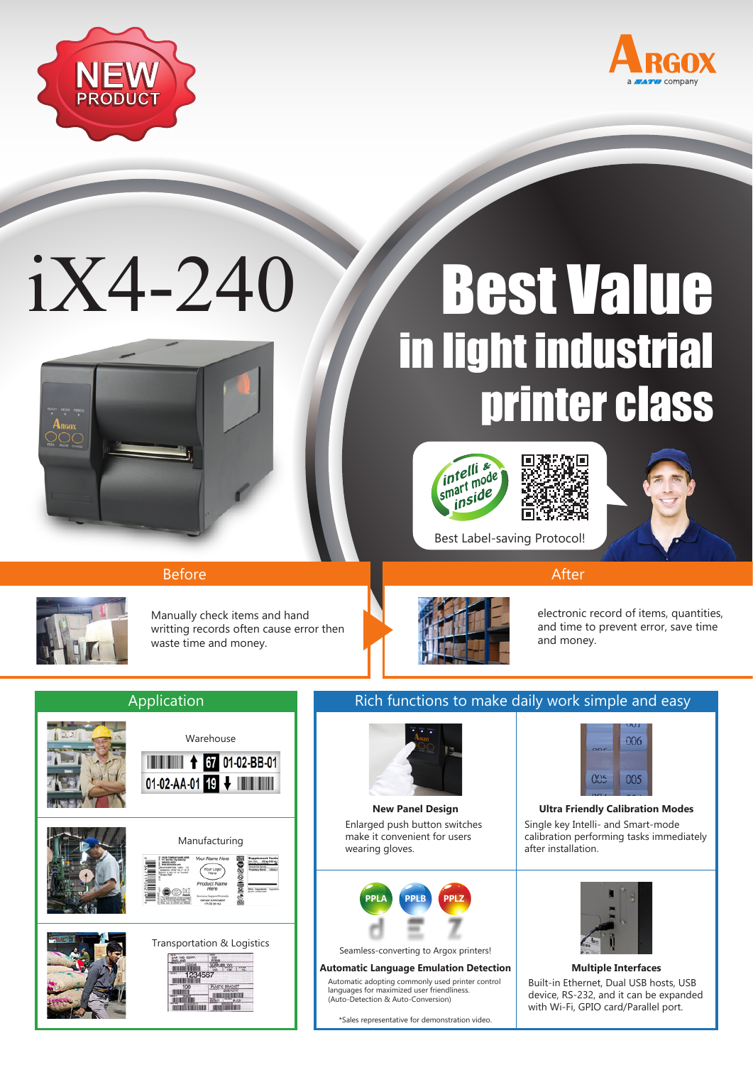NEW PRODUCT

ARGOX a SATO company

# iX4-240

# Best Value in light industrial printer class

intelli & smart mode inside

Best Label-saving Protocol!

## Before

Manually check items and hand writting records often cause error then waste time and money.

## After

electronic record of items, quantities, and time to prevent error, save time and money.

## Application

Warehouse

01-02-BB-01

01-02-AA-01

Manufacturing

Transportation & Logistics

## Rich functions to make daily work simple and easy

**New Panel Design**

Enlarged push button switches make it convenient for users wearing gloves.

**Ultra Friendly Calibration Modes**

Single key Intelli- and Smart-mode calibration performing tasks immediately after installation.

PPLA PPLB PPLZ

Seamless-converting to Argox printers!

**Automatic Language Emulation Detection**

Automatic adopting commonly used printer control languages for maximized user friendliness. (Auto-Detection & Auto-Conversion)

*Sales representative for demonstration video.

**Multiple Interfaces**

Built-in Ethernet, Dual USB hosts, USB device, RS-232, and it can be expanded with Wi-Fi, GPIO card/Parallel port.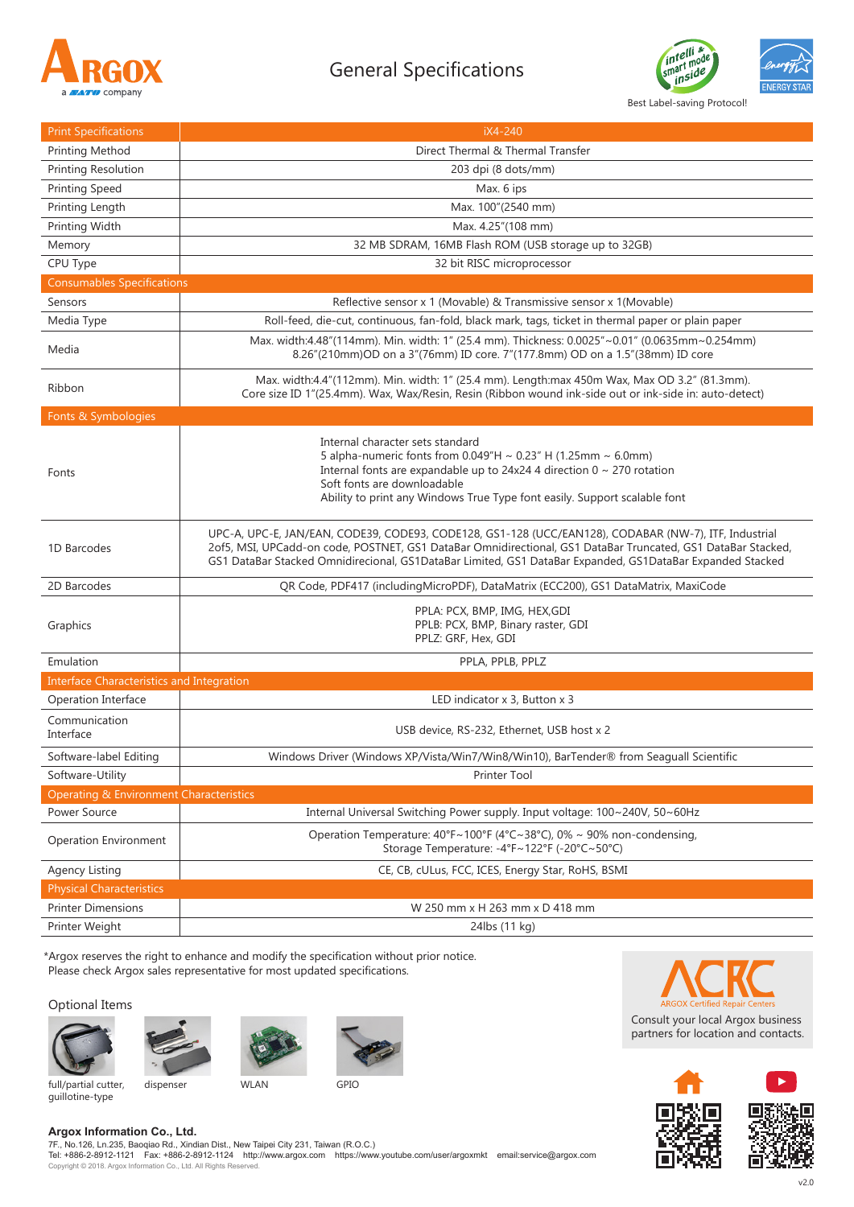# General Specifications

Best Label-saving Protocol!

| Print Specifications | iX4-240 |
|---|---|
| Printing Method | Direct Thermal & Thermal Transfer |
| Printing Resolution | 203 dpi (8 dots/mm) |
| Printing Speed | Max. 6 ips |
| Printing Length | Max. 100"(2540 mm) |
| Printing Width | Max. 4.25"(108 mm) |
| Memory | 32 MB SDRAM, 16MB Flash ROM (USB storage up to 32GB) |
| CPU Type | 32 bit RISC microprocessor |
| **Consumables Specifications** | |
| Sensors | Reflective sensor x 1 (Movable) & Transmissive sensor x 1(Movable) |
| Media Type | Roll-feed, die-cut, continuous, fan-fold, black mark, tags, ticket in thermal paper or plain paper |
| Media | Max. width:4.48"(114mm). Min. width: 1" (25.4 mm). Thickness: 0.0025"~0.01" (0.0635mm~0.254mm) 8.26"(210mm)OD on a 3"(76mm) ID core. 7"(177.8mm) OD on a 1.5"(38mm) ID core |
| Ribbon | Max. width:4.4"(112mm). Min. width: 1" (25.4 mm). Length:max 450m Wax, Max OD 3.2" (81.3mm). Core size ID 1"(25.4mm). Wax, Wax/Resin, Resin (Ribbon wound ink-side out or ink-side in: auto-detect) |
| **Fonts & Symbologies** | |
| Fonts | Internal character sets standard<br>5 alpha-numeric fonts from 0.049"H ~ 0.23" H (1.25mm ~ 6.0mm)<br>Internal fonts are expandable up to 24x24 4 direction 0 ~ 270 rotation<br>Soft fonts are downloadable<br>Ability to print any Windows True Type font easily. Support scalable font |
| 1D Barcodes | UPC-A, UPC-E, JAN/EAN, CODE39, CODE93, CODE128, GS1-128 (UCC/EAN128), CODABAR (NW-7), ITF, Industrial 2of5, MSI, UPCadd-on code, POSTNET, GS1 DataBar Omnidirectional, GS1 DataBar Truncated, GS1 DataBar Stacked, GS1 DataBar Stacked Omnidirecional, GS1DataBar Limited, GS1 DataBar Expanded, GS1DataBar Expanded Stacked |
| 2D Barcodes | QR Code, PDF417 (includingMicroPDF), DataMatrix (ECC200), GS1 DataMatrix, MaxiCode |
| Graphics | PPLA: PCX, BMP, IMG, HEX,GDI<br>PPLB: PCX, BMP, Binary raster, GDI<br>PPLZ: GRF, Hex, GDI |
| Emulation | PPLA, PPLB, PPLZ |
| **Interface Characteristics and Integration** | |
| Operation Interface | LED indicator x 3, Button x 3 |
| Communication Interface | USB device, RS-232, Ethernet, USB host x 2 |
| Software-label Editing | Windows Driver (Windows XP/Vista/Win7/Win8/Win10), BarTender® from Seagull Scientific |
| Software-Utility | Printer Tool |
| **Operating & Environment Characteristics** | |
| Power Source | Internal Universal Switching Power supply. Input voltage: 100~240V, 50~60Hz |
| Operation Environment | Operation Temperature: 40°F~100°F (4°C~38°C), 0% ~ 90% non-condensing,<br>Storage Temperature: -4°F~122°F (-20°C~50°C) |
| Agency Listing | CE, CB, cULus, FCC, ICES, Energy Star, RoHS, BSMI |
| **Physical Characteristics** | |
| Printer Dimensions | W 250 mm x H 263 mm x D 418 mm |
| Printer Weight | 24lbs (11 kg) |

*Argox reserves the right to enhance and modify the specification without prior notice.
Please check Argox sales representative for most updated specifications.

ARGOX Certified Repair Centers

Consult your local Argox business partners for location and contacts.

## Optional Items

full/partial cutter, guillotine-type

dispenser

WLAN

GPIO

**Argox Information Co., Ltd.**

7F., No.126, Ln.235, Baoqiao Rd., Xindian Dist., New Taipei City 231, Taiwan (R.O.C.)
Tel: +886-2-8912-1121 Fax: +886-2-8912-1124 http://www.argox.com https://www.youtube.com/user/argoxmkt email:service@argox.com
Copyright © 2018. Argox Information Co., Ltd. All Rights Reserved.

v2.0